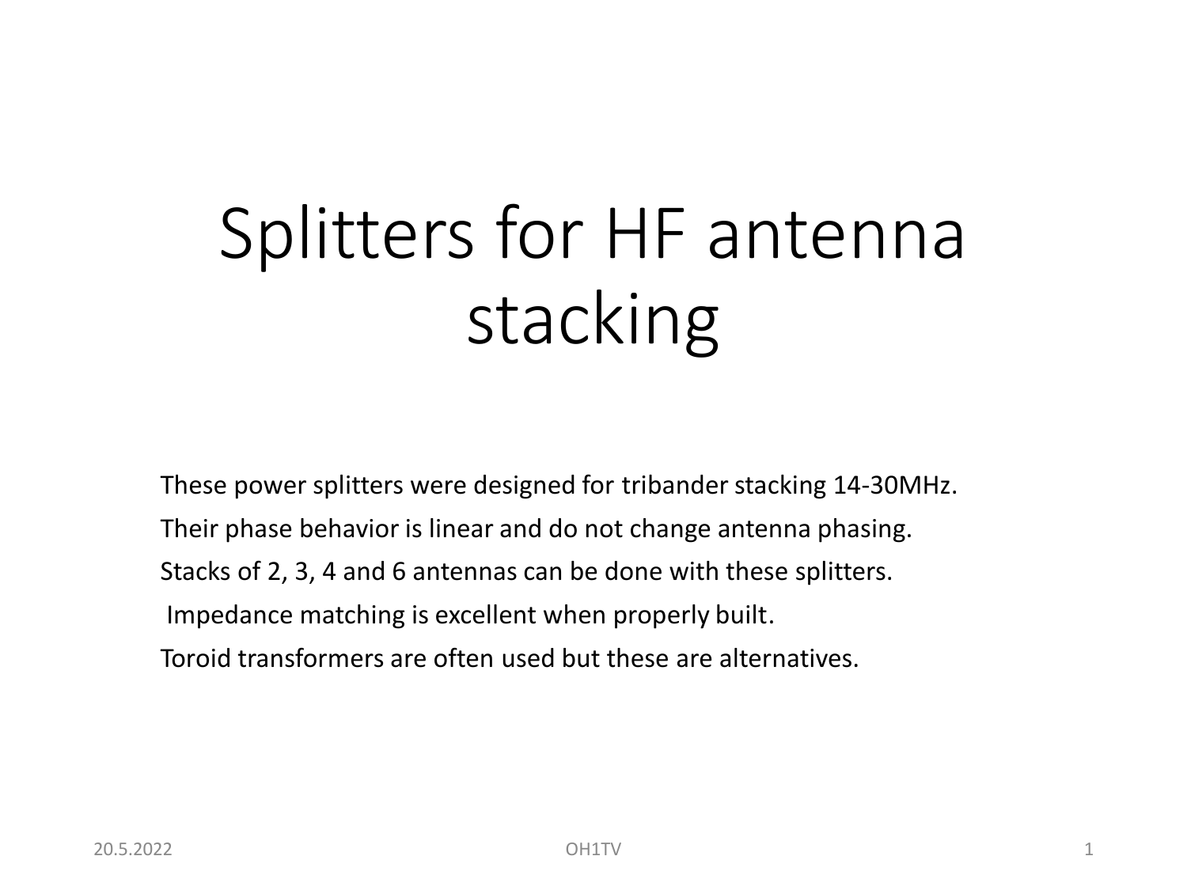# Splitters for HF antenna stacking

These power splitters were designed for tribander stacking 14-30MHz.

Their phase behavior is linear and do not change antenna phasing.

Stacks of 2, 3, 4 and 6 antennas can be done with these splitters.

Impedance matching is excellent when properly built.

Toroid transformers are often used but these are alternatives.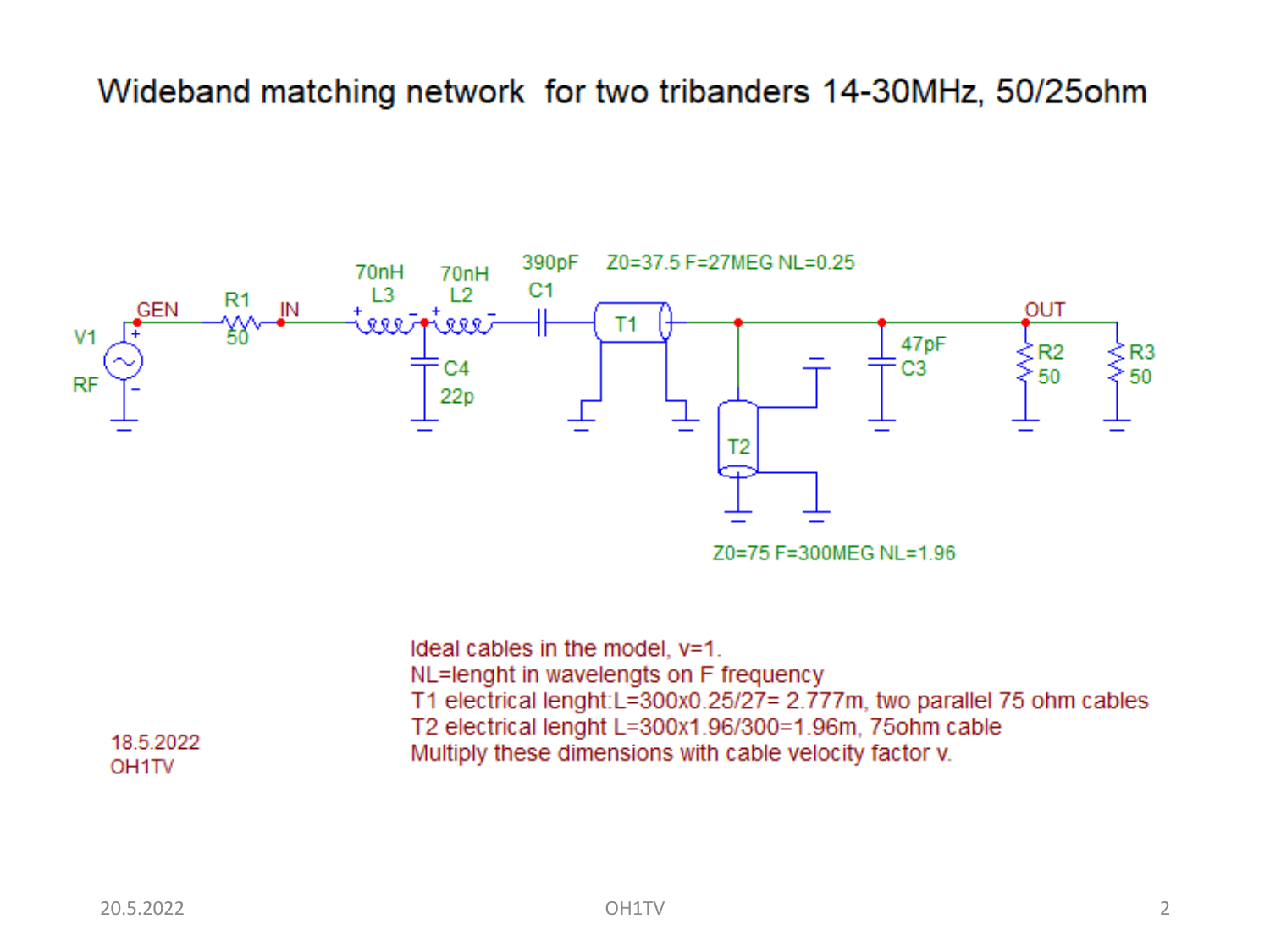# Wideband matching network for two tribanders 14-30MHz, 50/25ohm

Ideal cables in the model, v=1.
NL=lenght in wavelengts on F frequency
T1 electrical lenght:L=300x0.25/27= 2.777m, two parallel 75 ohm cables
T2 electrical lenght L=300x1.96/300=1.96m, 75ohm cable
Multiply these dimensions with cable velocity factor v.

18.5.2022
OH1TV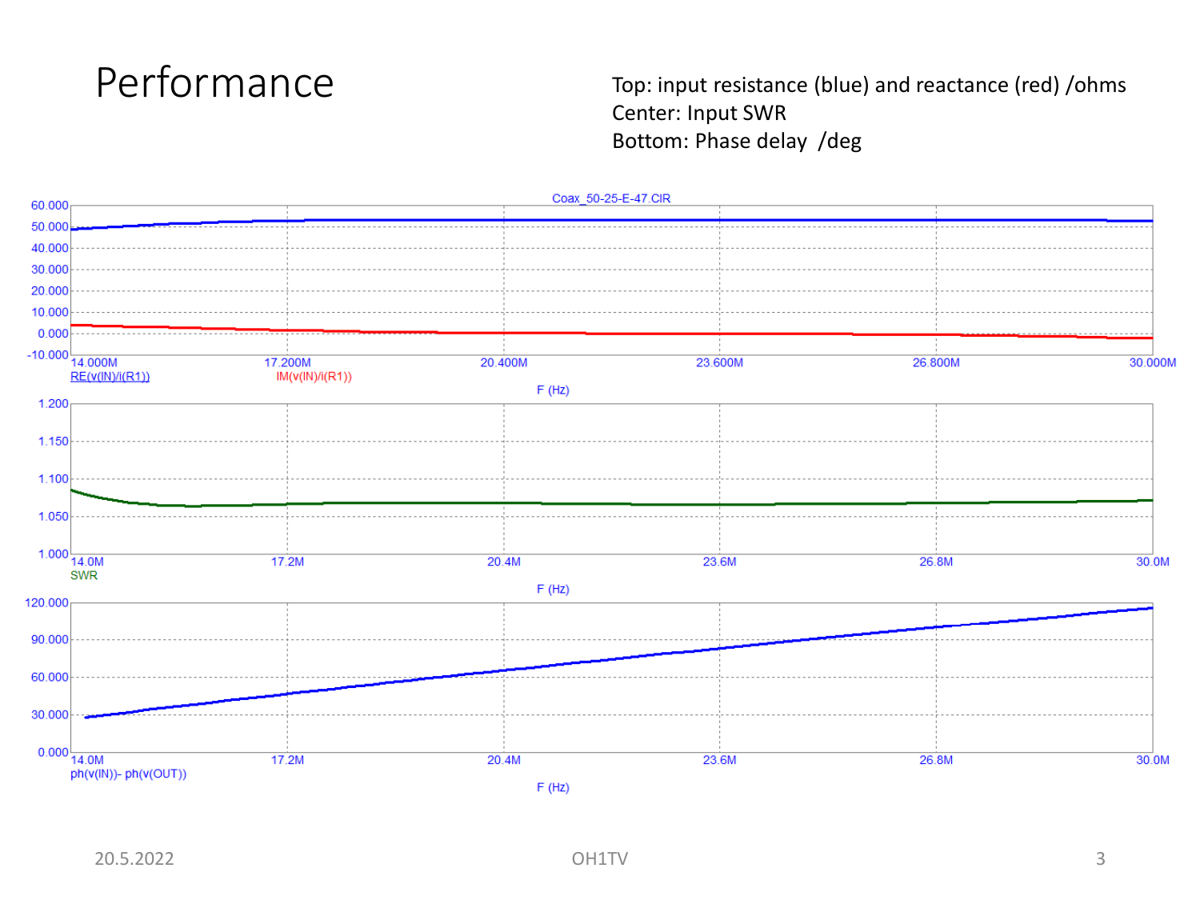# Performance

Top: input resistance (blue) and reactance (red) /ohms
Center: Input SWR
Bottom: Phase delay /deg

Coax_50-25-E-47.CIR

60.000
50.000
40.000
30.000
20.000
10.000
0.000
-10.000

14.000M 17.200M 20.400M 23.600M 26.800M 30.000M

RE(v(IN)/i(R1)) IM(v(IN)/i(R1))

F (Hz)

1.200
1.150
1.100
1.050
1.000

14.0M 17.2M 20.4M 23.6M 26.8M 30.0M

SWR

F (Hz)

120.000
90.000
60.000
30.000
0.000

14.0M 17.2M 20.4M 23.6M 26.8M 30.0M

ph(v(IN))- ph(v(OUT))

F (Hz)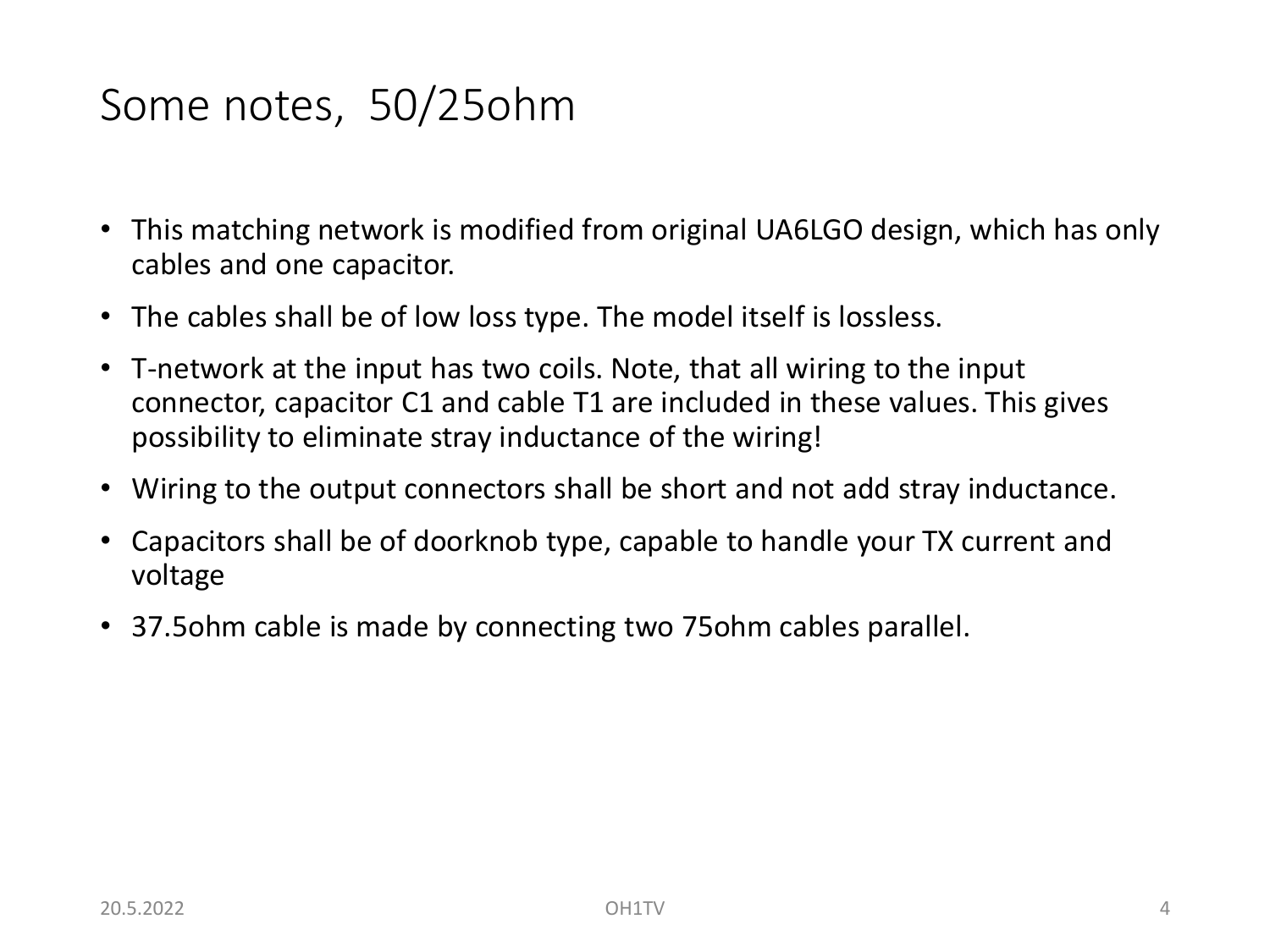# Some notes, 50/25ohm

- This matching network is modified from original UA6LGO design, which has only cables and one capacitor.
- The cables shall be of low loss type. The model itself is lossless.
- T-network at the input has two coils. Note, that all wiring to the input connector, capacitor C1 and cable T1 are included in these values. This gives possibility to eliminate stray inductance of the wiring!
- Wiring to the output connectors shall be short and not add stray inductance.
- Capacitors shall be of doorknob type, capable to handle your TX current and voltage
- 37.5ohm cable is made by connecting two 75ohm cables parallel.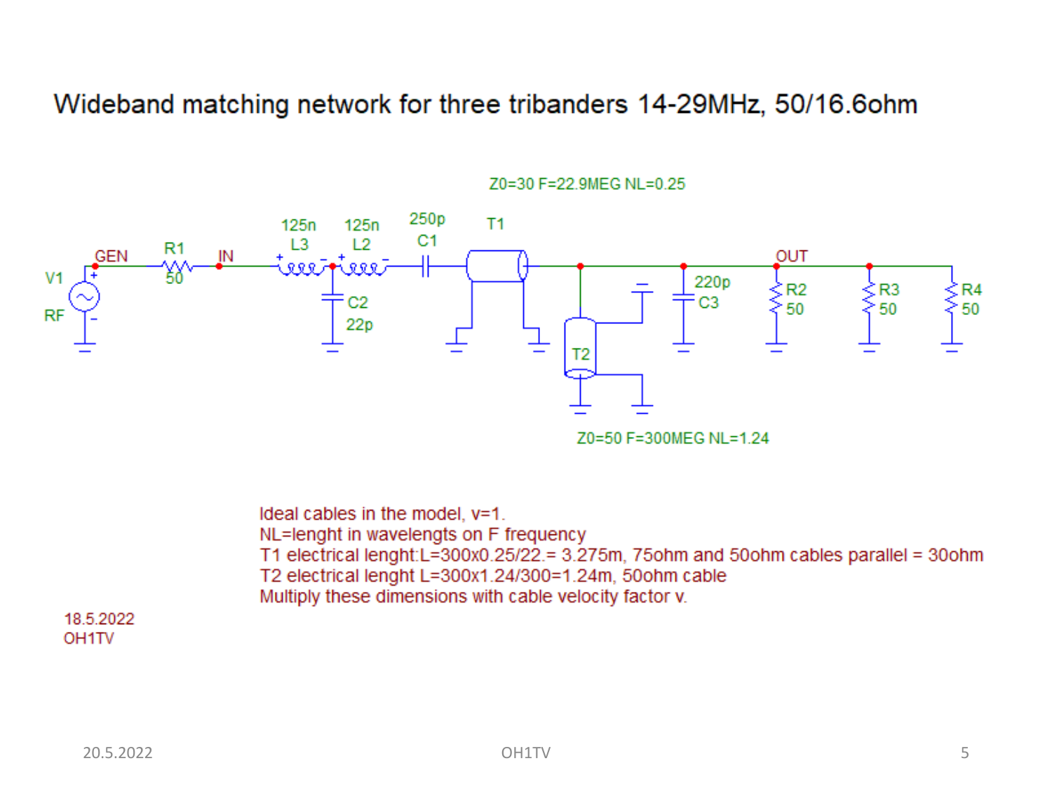# Wideband matching network for three tribanders 14-29MHz, 50/16.6ohm

Z0=30 F=22.9MEG NL=0.25

Z0=50 F=300MEG NL=1.24

Ideal cables in the model, v=1.
NL=lenght in wavelengts on F frequency
T1 electrical lenght:L=300x0.25/22.= 3.275m, 75ohm and 50ohm cables parallel = 30ohm
T2 electrical lenght L=300x1.24/300=1.24m, 50ohm cable
Multiply these dimensions with cable velocity factor v.

18.5.2022
OH1TV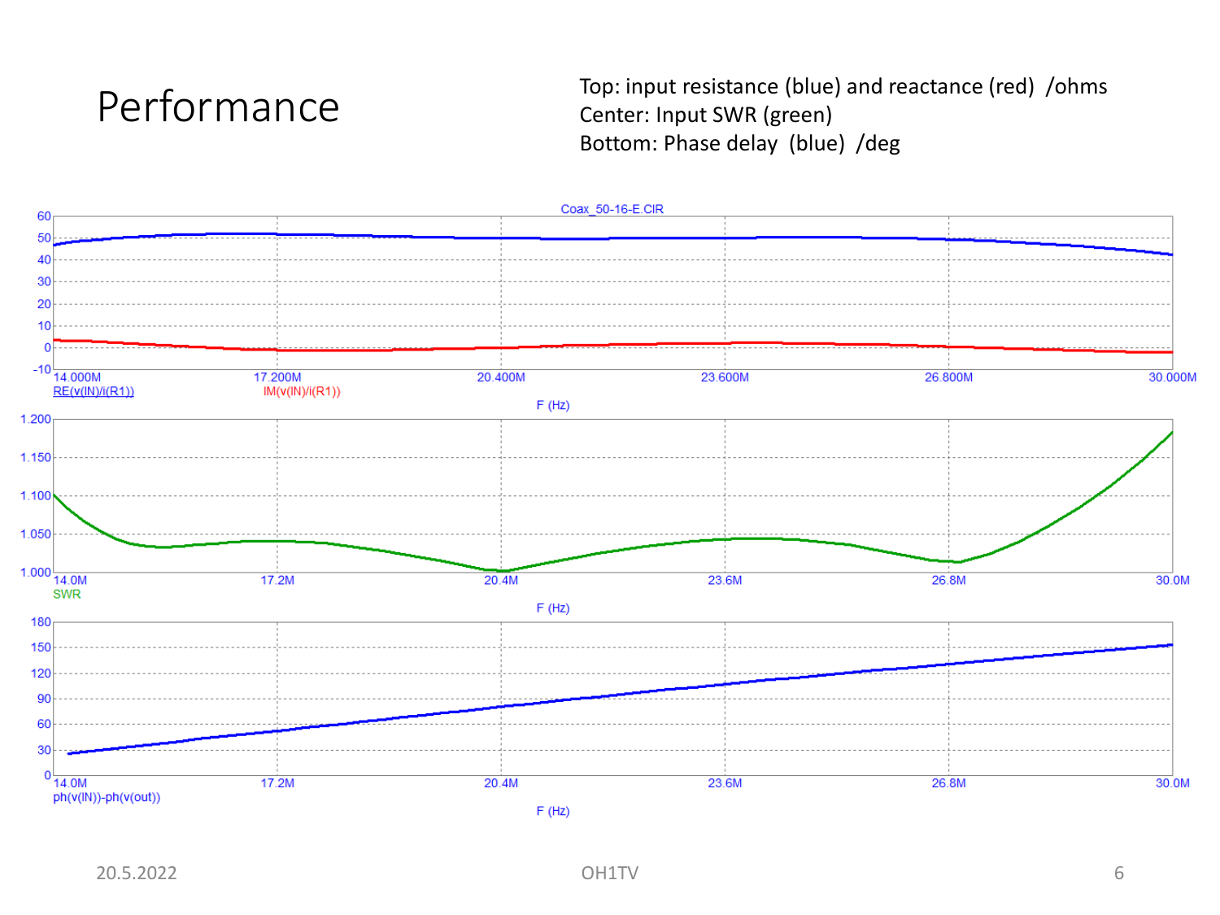# Performance

Top: input resistance (blue) and reactance (red) /ohms
Center: Input SWR (green)
Bottom: Phase delay (blue) /deg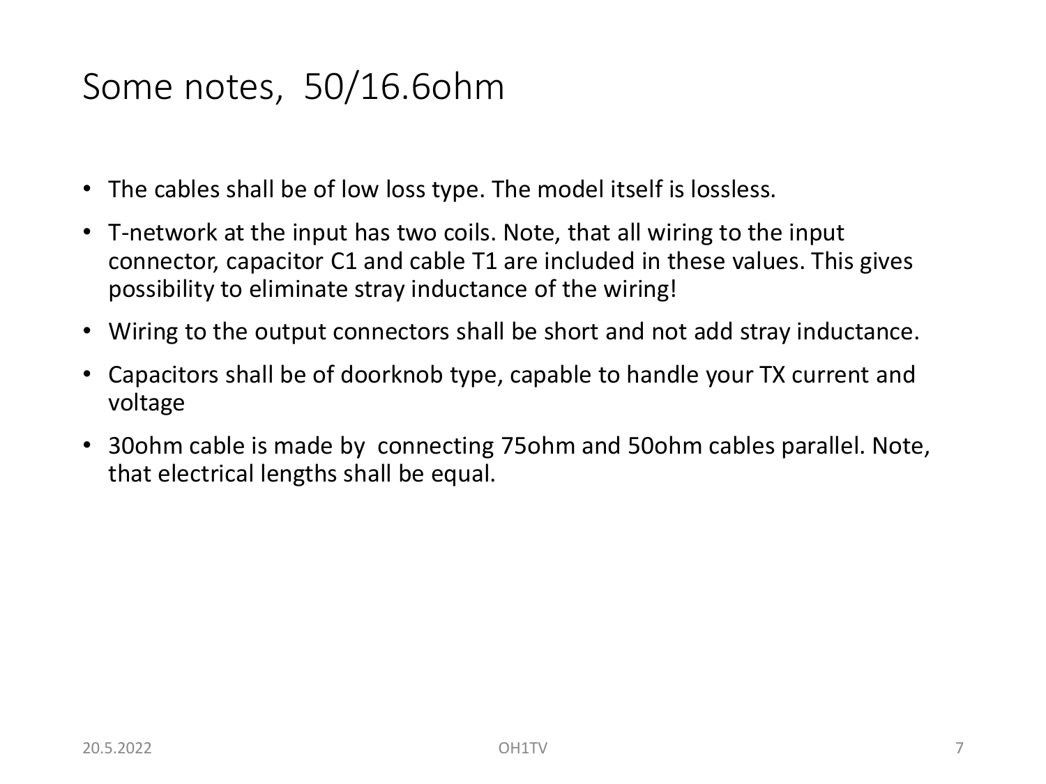# Some notes, 50/16.6ohm

- The cables shall be of low loss type. The model itself is lossless.
- T-network at the input has two coils. Note, that all wiring to the input connector, capacitor C1 and cable T1 are included in these values. This gives possibility to eliminate stray inductance of the wiring!
- Wiring to the output connectors shall be short and not add stray inductance.
- Capacitors shall be of doorknob type, capable to handle your TX current and voltage
- 30ohm cable is made by connecting 75ohm and 50ohm cables parallel. Note, that electrical lengths shall be equal.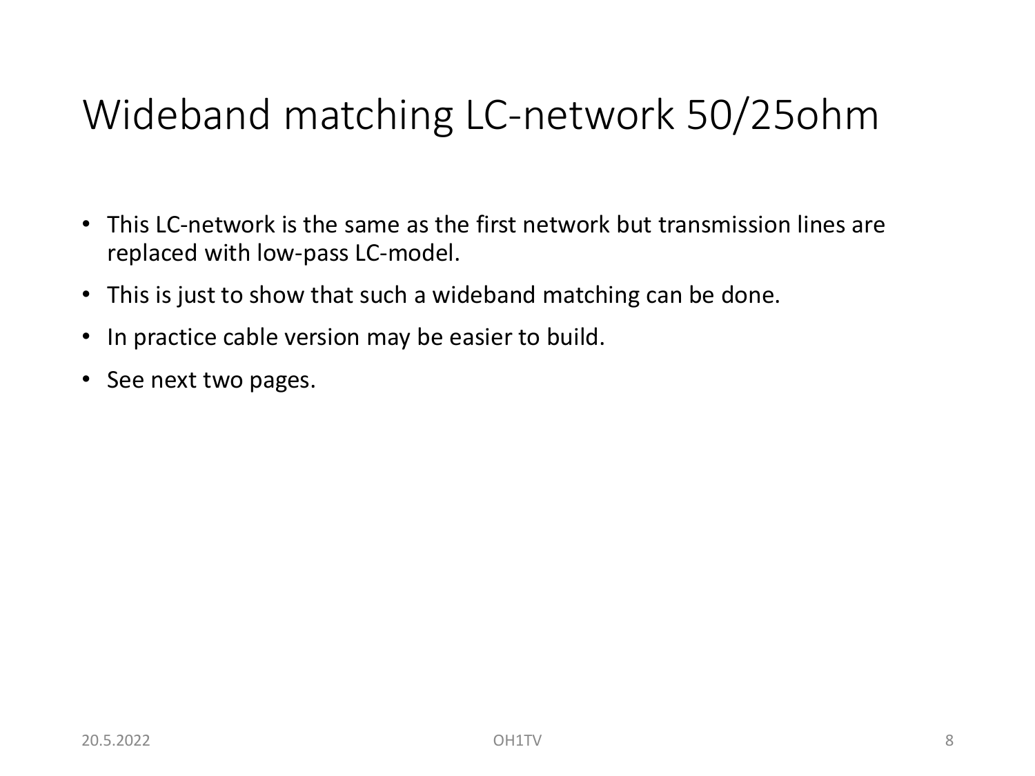# Wideband matching LC-network 50/25ohm

- This LC-network is the same as the first network but transmission lines are replaced with low-pass LC-model.
- This is just to show that such a wideband matching can be done.
- In practice cable version may be easier to build.
- See next two pages.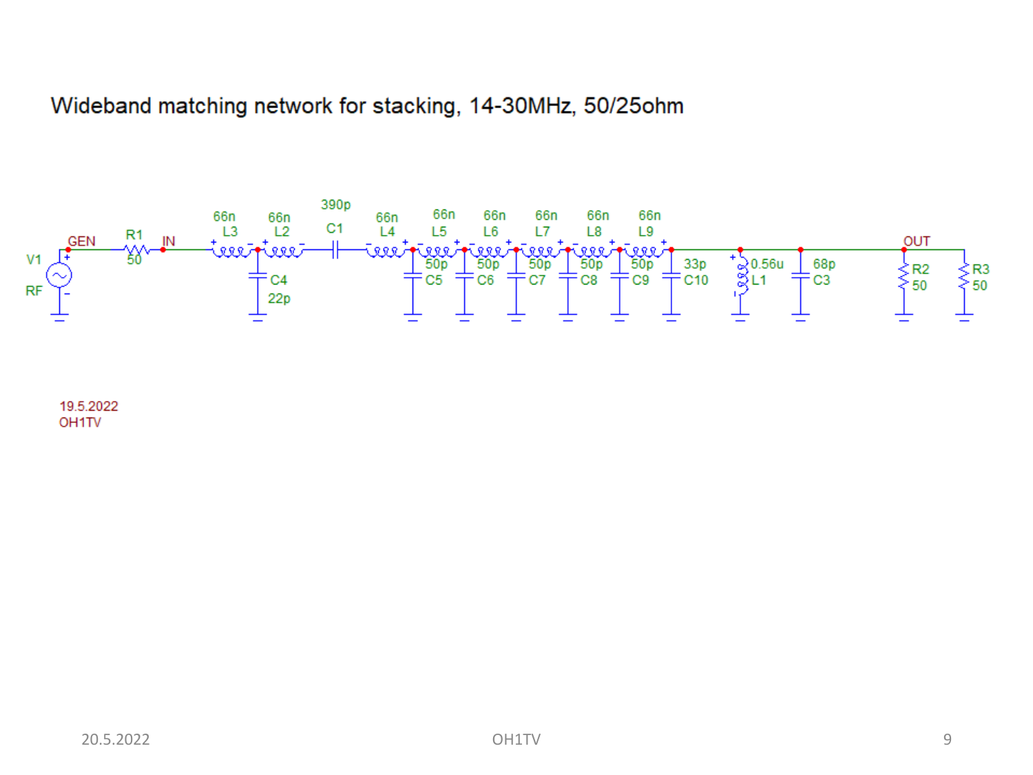# Wideband matching network for stacking, 14-30MHz, 50/25ohm

V1 RF, GEN, R1 50, IN, 66n L3, 66n L2, C4 22p, 390p C1, 66n L4, 66n L5, 66n L6, 66n L7, 66n L8, 66n L9, 50p C5, 50p C6, 50p C7, 50p C8, 50p C9, 33p C10, 0.56u L1, 68p C3, OUT, R2 50, R3 50

19.5.2022
OH1TV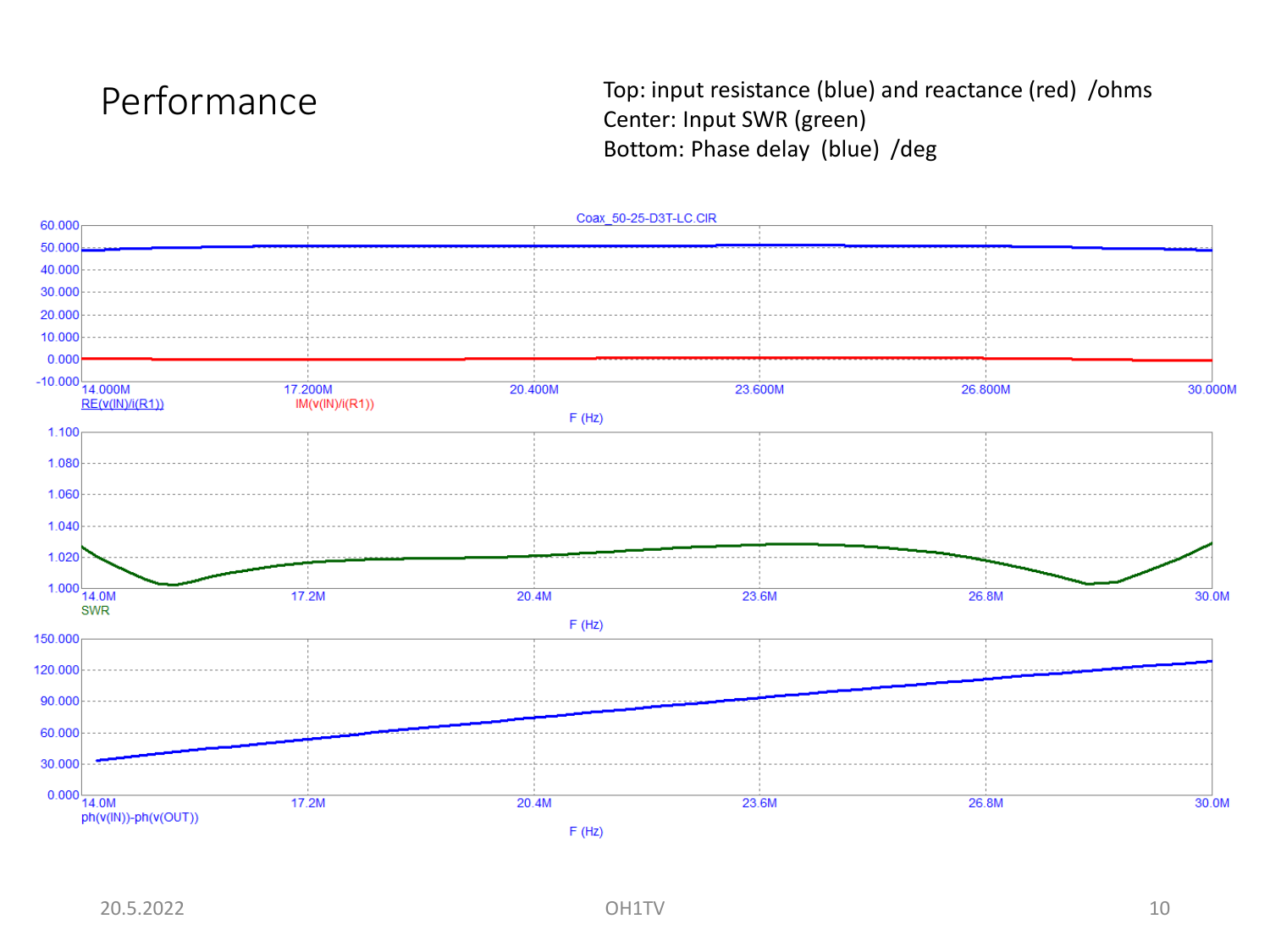# Performance

Top: input resistance (blue) and reactance (red) /ohms
Center: Input SWR (green)
Bottom: Phase delay (blue) /deg

Coax_50-25-D3T-LC.CIR

60.000
50.000
40.000
30.000
20.000
10.000
0.000
-10.000

14.000M 17.200M 20.400M 23.600M 26.800M 30.000M

RE(v(IN)/i(R1)) IM(v(IN)/i(R1))

F (Hz)

1.100
1.080
1.060
1.040
1.020
1.000

14.0M 17.2M 20.4M 23.6M 26.8M 30.0M

SWR

F (Hz)

150.000
120.000
90.000
60.000
30.000
0.000

14.0M 17.2M 20.4M 23.6M 26.8M 30.0M

ph(v(IN))-ph(v(OUT))

F (Hz)

20.5.2022 OH1TV